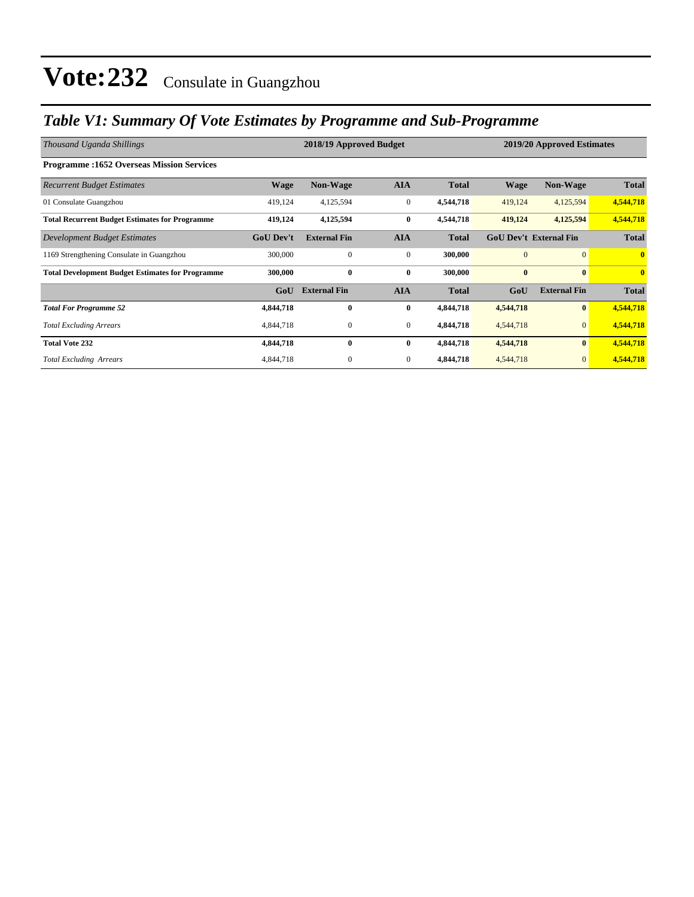# Vote:232 Consulate in Guangzhou

## *Table V1: Summary Of Vote Estimates by Programme and Sub-Programme*

| *Thousand Uganda Shillings* | 2018/19 Approved Budget | | | | 2019/20 Approved Estimates | | |
|---|---|---|---|---|---|---|---|
| **Programme :1652 Overseas Mission Services** | | | | | | | |
| *Recurrent Budget Estimates* | **Wage** | **Non-Wage** | **AIA** | **Total** | **Wage** | **Non-Wage** | **Total** |
| 01 Consulate Guangzhou | 419,124 | 4,125,594 | 0 | **4,544,718** | 419,124 | 4,125,594 | **4,544,718** |
| **Total Recurrent Budget Estimates for Programme** | **419,124** | **4,125,594** | **0** | **4,544,718** | **419,124** | **4,125,594** | **4,544,718** |
| *Development Budget Estimates* | **GoU Dev't** | **External Fin** | **AIA** | **Total** | **GoU Dev't** | **External Fin** | **Total** |
| 1169 Strengthening Consulate in Guangzhou | 300,000 | 0 | 0 | **300,000** | 0 | 0 | **0** |
| **Total Development Budget Estimates for Programme** | **300,000** | **0** | **0** | **300,000** | **0** | **0** | **0** |
| | **GoU** | **External Fin** | **AIA** | **Total** | **GoU** | **External Fin** | **Total** |
| ***Total For Programme 52*** | **4,844,718** | **0** | **0** | **4,844,718** | **4,544,718** | **0** | **4,544,718** |
| *Total Excluding Arrears* | 4,844,718 | 0 | 0 | **4,844,718** | 4,544,718 | 0 | **4,544,718** |
| **Total Vote 232** | **4,844,718** | **0** | **0** | **4,844,718** | **4,544,718** | **0** | **4,544,718** |
| *Total Excluding Arrears* | 4,844,718 | 0 | 0 | **4,844,718** | 4,544,718 | 0 | **4,544,718** |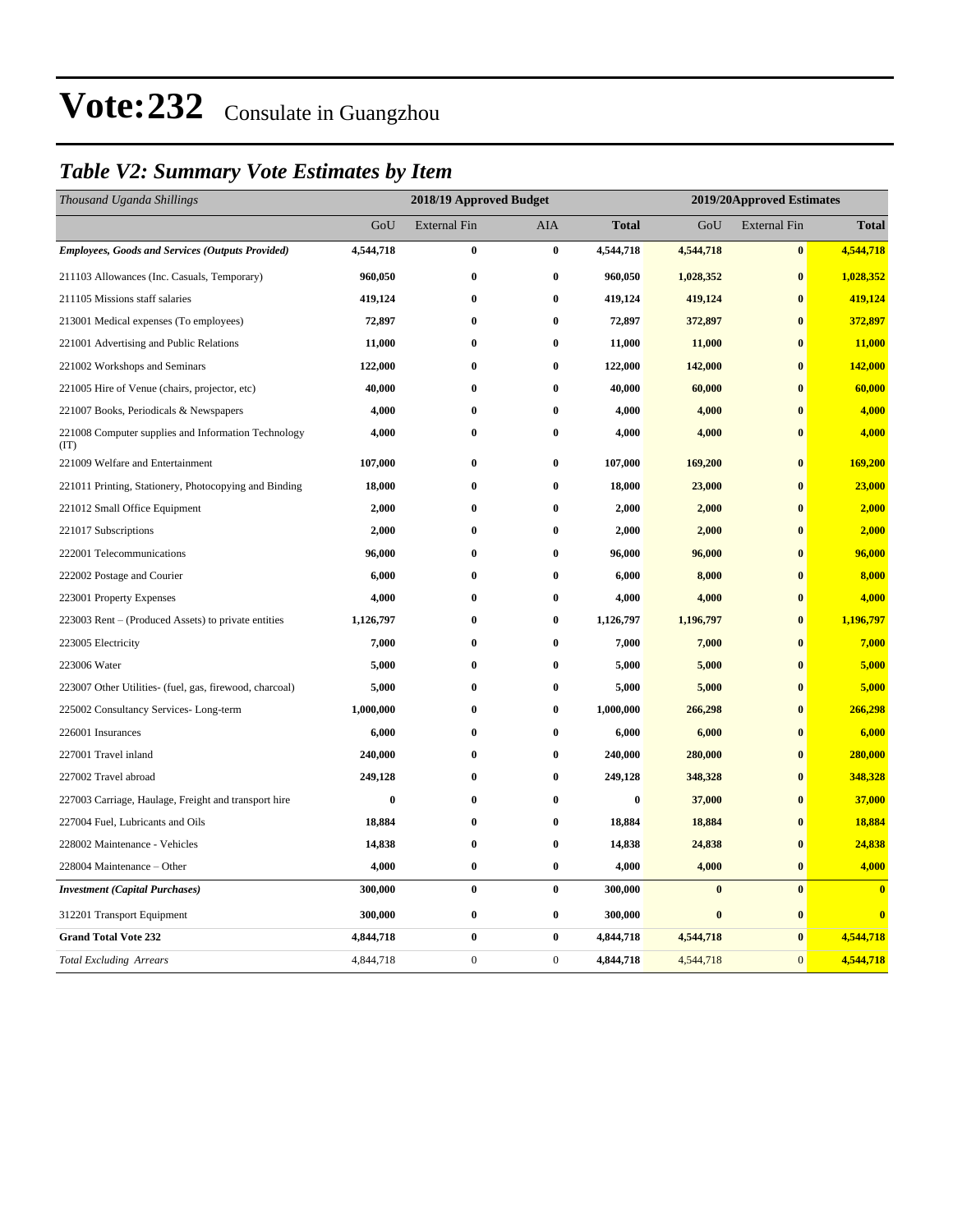# Vote:232 Consulate in Guangzhou

## *Table V2: Summary Vote Estimates by Item*

| *Thousand Uganda Shillings* | 2018/19 Approved Budget | | | | 2019/20Approved Estimates | | |
|---|---|---|---|---|---|---|---|
| | GoU | External Fin | AIA | **Total** | GoU | External Fin | **Total** |
| ***Employees, Goods and Services (Outputs Provided)*** | **4,544,718** | **0** | **0** | **4,544,718** | **4,544,718** | **0** | **4,544,718** |
| 211103 Allowances (Inc. Casuals, Temporary) | **960,050** | **0** | **0** | **960,050** | **1,028,352** | **0** | **1,028,352** |
| 211105 Missions staff salaries | **419,124** | **0** | **0** | **419,124** | **419,124** | **0** | **419,124** |
| 213001 Medical expenses (To employees) | **72,897** | **0** | **0** | **72,897** | **372,897** | **0** | **372,897** |
| 221001 Advertising and Public Relations | **11,000** | **0** | **0** | **11,000** | **11,000** | **0** | **11,000** |
| 221002 Workshops and Seminars | **122,000** | **0** | **0** | **122,000** | **142,000** | **0** | **142,000** |
| 221005 Hire of Venue (chairs, projector, etc) | **40,000** | **0** | **0** | **40,000** | **60,000** | **0** | **60,000** |
| 221007 Books, Periodicals & Newspapers | **4,000** | **0** | **0** | **4,000** | **4,000** | **0** | **4,000** |
| 221008 Computer supplies and Information Technology (IT) | **4,000** | **0** | **0** | **4,000** | **4,000** | **0** | **4,000** |
| 221009 Welfare and Entertainment | **107,000** | **0** | **0** | **107,000** | **169,200** | **0** | **169,200** |
| 221011 Printing, Stationery, Photocopying and Binding | **18,000** | **0** | **0** | **18,000** | **23,000** | **0** | **23,000** |
| 221012 Small Office Equipment | **2,000** | **0** | **0** | **2,000** | **2,000** | **0** | **2,000** |
| 221017 Subscriptions | **2,000** | **0** | **0** | **2,000** | **2,000** | **0** | **2,000** |
| 222001 Telecommunications | **96,000** | **0** | **0** | **96,000** | **96,000** | **0** | **96,000** |
| 222002 Postage and Courier | **6,000** | **0** | **0** | **6,000** | **8,000** | **0** | **8,000** |
| 223001 Property Expenses | **4,000** | **0** | **0** | **4,000** | **4,000** | **0** | **4,000** |
| 223003 Rent – (Produced Assets) to private entities | **1,126,797** | **0** | **0** | **1,126,797** | **1,196,797** | **0** | **1,196,797** |
| 223005 Electricity | **7,000** | **0** | **0** | **7,000** | **7,000** | **0** | **7,000** |
| 223006 Water | **5,000** | **0** | **0** | **5,000** | **5,000** | **0** | **5,000** |
| 223007 Other Utilities- (fuel, gas, firewood, charcoal) | **5,000** | **0** | **0** | **5,000** | **5,000** | **0** | **5,000** |
| 225002 Consultancy Services- Long-term | **1,000,000** | **0** | **0** | **1,000,000** | **266,298** | **0** | **266,298** |
| 226001 Insurances | **6,000** | **0** | **0** | **6,000** | **6,000** | **0** | **6,000** |
| 227001 Travel inland | **240,000** | **0** | **0** | **240,000** | **280,000** | **0** | **280,000** |
| 227002 Travel abroad | **249,128** | **0** | **0** | **249,128** | **348,328** | **0** | **348,328** |
| 227003 Carriage, Haulage, Freight and transport hire | **0** | **0** | **0** | **0** | **37,000** | **0** | **37,000** |
| 227004 Fuel, Lubricants and Oils | **18,884** | **0** | **0** | **18,884** | **18,884** | **0** | **18,884** |
| 228002 Maintenance - Vehicles | **14,838** | **0** | **0** | **14,838** | **24,838** | **0** | **24,838** |
| 228004 Maintenance – Other | **4,000** | **0** | **0** | **4,000** | **4,000** | **0** | **4,000** |
| ***Investment (Capital Purchases)*** | **300,000** | **0** | **0** | **300,000** | **0** | **0** | **0** |
| 312201 Transport Equipment | **300,000** | **0** | **0** | **300,000** | **0** | **0** | **0** |
| **Grand Total Vote 232** | **4,844,718** | **0** | **0** | **4,844,718** | **4,544,718** | **0** | **4,544,718** |
| *Total Excluding Arrears* | 4,844,718 | 0 | 0 | **4,844,718** | 4,544,718 | 0 | **4,544,718** |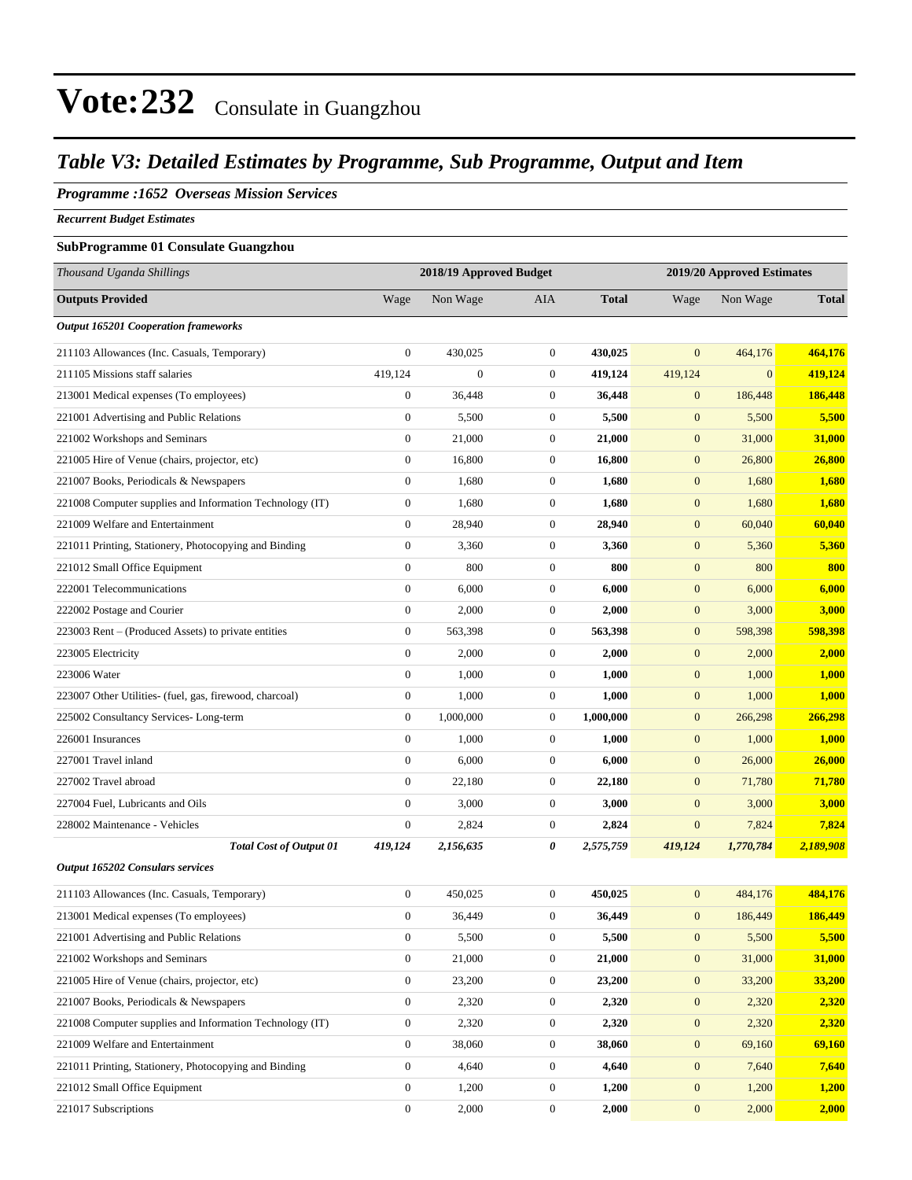# Vote:232 Consulate in Guangzhou

## *Table V3: Detailed Estimates by Programme, Sub Programme, Output and Item*

### *Programme :1652 Overseas Mission Services*

***Recurrent Budget Estimates***

**SubProgramme 01 Consulate Guangzhou**

| *Thousand Uganda Shillings* | 2018/19 Approved Budget | | | | 2019/20 Approved Estimates | | |
|---|---|---|---|---|---|---|---|
| **Outputs Provided** | Wage | Non Wage | AIA | **Total** | Wage | Non Wage | **Total** |
| ***Output 165201 Cooperation frameworks*** | | | | | | | |
| 211103 Allowances (Inc. Casuals, Temporary) | 0 | 430,025 | 0 | **430,025** | 0 | 464,176 | **464,176** |
| 211105 Missions staff salaries | 419,124 | 0 | 0 | **419,124** | 419,124 | 0 | **419,124** |
| 213001 Medical expenses (To employees) | 0 | 36,448 | 0 | **36,448** | 0 | 186,448 | **186,448** |
| 221001 Advertising and Public Relations | 0 | 5,500 | 0 | **5,500** | 0 | 5,500 | **5,500** |
| 221002 Workshops and Seminars | 0 | 21,000 | 0 | **21,000** | 0 | 31,000 | **31,000** |
| 221005 Hire of Venue (chairs, projector, etc) | 0 | 16,800 | 0 | **16,800** | 0 | 26,800 | **26,800** |
| 221007 Books, Periodicals & Newspapers | 0 | 1,680 | 0 | **1,680** | 0 | 1,680 | **1,680** |
| 221008 Computer supplies and Information Technology (IT) | 0 | 1,680 | 0 | **1,680** | 0 | 1,680 | **1,680** |
| 221009 Welfare and Entertainment | 0 | 28,940 | 0 | **28,940** | 0 | 60,040 | **60,040** |
| 221011 Printing, Stationery, Photocopying and Binding | 0 | 3,360 | 0 | **3,360** | 0 | 5,360 | **5,360** |
| 221012 Small Office Equipment | 0 | 800 | 0 | **800** | 0 | 800 | **800** |
| 222001 Telecommunications | 0 | 6,000 | 0 | **6,000** | 0 | 6,000 | **6,000** |
| 222002 Postage and Courier | 0 | 2,000 | 0 | **2,000** | 0 | 3,000 | **3,000** |
| 223003 Rent – (Produced Assets) to private entities | 0 | 563,398 | 0 | **563,398** | 0 | 598,398 | **598,398** |
| 223005 Electricity | 0 | 2,000 | 0 | **2,000** | 0 | 2,000 | **2,000** |
| 223006 Water | 0 | 1,000 | 0 | **1,000** | 0 | 1,000 | **1,000** |
| 223007 Other Utilities- (fuel, gas, firewood, charcoal) | 0 | 1,000 | 0 | **1,000** | 0 | 1,000 | **1,000** |
| 225002 Consultancy Services- Long-term | 0 | 1,000,000 | 0 | **1,000,000** | 0 | 266,298 | **266,298** |
| 226001 Insurances | 0 | 1,000 | 0 | **1,000** | 0 | 1,000 | **1,000** |
| 227001 Travel inland | 0 | 6,000 | 0 | **6,000** | 0 | 26,000 | **26,000** |
| 227002 Travel abroad | 0 | 22,180 | 0 | **22,180** | 0 | 71,780 | **71,780** |
| 227004 Fuel, Lubricants and Oils | 0 | 3,000 | 0 | **3,000** | 0 | 3,000 | **3,000** |
| 228002 Maintenance - Vehicles | 0 | 2,824 | 0 | **2,824** | 0 | 7,824 | **7,824** |
| ***Total Cost of Output 01*** | ***419,124*** | ***2,156,635*** | ***0*** | ***2,575,759*** | ***419,124*** | ***1,770,784*** | ***2,189,908*** |
| ***Output 165202 Consulars services*** | | | | | | | |
| 211103 Allowances (Inc. Casuals, Temporary) | 0 | 450,025 | 0 | **450,025** | 0 | 484,176 | **484,176** |
| 213001 Medical expenses (To employees) | 0 | 36,449 | 0 | **36,449** | 0 | 186,449 | **186,449** |
| 221001 Advertising and Public Relations | 0 | 5,500 | 0 | **5,500** | 0 | 5,500 | **5,500** |
| 221002 Workshops and Seminars | 0 | 21,000 | 0 | **21,000** | 0 | 31,000 | **31,000** |
| 221005 Hire of Venue (chairs, projector, etc) | 0 | 23,200 | 0 | **23,200** | 0 | 33,200 | **33,200** |
| 221007 Books, Periodicals & Newspapers | 0 | 2,320 | 0 | **2,320** | 0 | 2,320 | **2,320** |
| 221008 Computer supplies and Information Technology (IT) | 0 | 2,320 | 0 | **2,320** | 0 | 2,320 | **2,320** |
| 221009 Welfare and Entertainment | 0 | 38,060 | 0 | **38,060** | 0 | 69,160 | **69,160** |
| 221011 Printing, Stationery, Photocopying and Binding | 0 | 4,640 | 0 | **4,640** | 0 | 7,640 | **7,640** |
| 221012 Small Office Equipment | 0 | 1,200 | 0 | **1,200** | 0 | 1,200 | **1,200** |
| 221017 Subscriptions | 0 | 2,000 | 0 | **2,000** | 0 | 2,000 | **2,000** |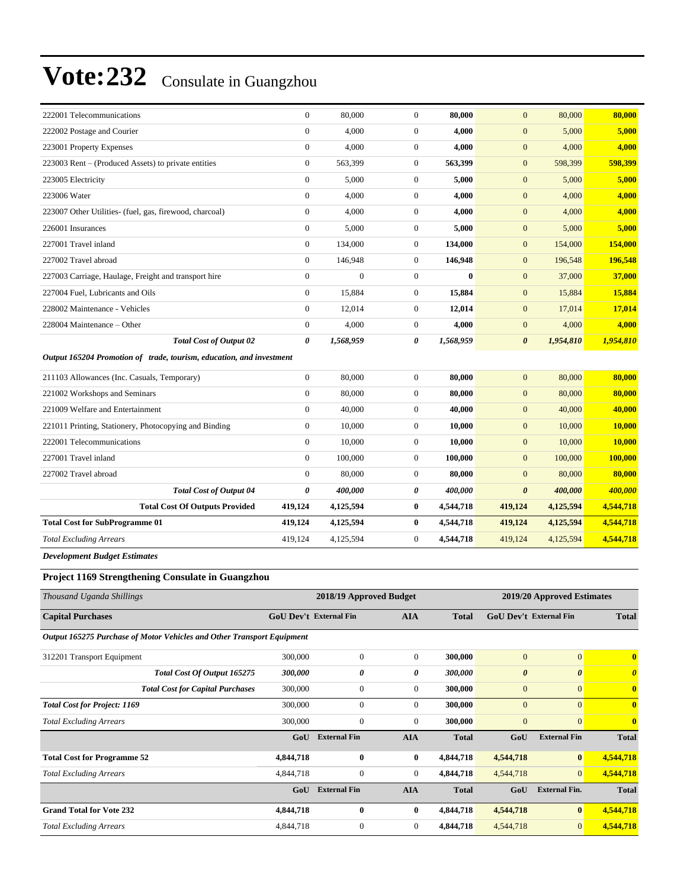# Vote:232 Consulate in Guangzhou

| | | | | | | | |
|---|---|---|---|---|---|---|---|
| 222001 Telecommunications | 0 | 80,000 | 0 | **80,000** | 0 | 80,000 | **80,000** |
| 222002 Postage and Courier | 0 | 4,000 | 0 | **4,000** | 0 | 5,000 | **5,000** |
| 223001 Property Expenses | 0 | 4,000 | 0 | **4,000** | 0 | 4,000 | **4,000** |
| 223003 Rent – (Produced Assets) to private entities | 0 | 563,399 | 0 | **563,399** | 0 | 598,399 | **598,399** |
| 223005 Electricity | 0 | 5,000 | 0 | **5,000** | 0 | 5,000 | **5,000** |
| 223006 Water | 0 | 4,000 | 0 | **4,000** | 0 | 4,000 | **4,000** |
| 223007 Other Utilities- (fuel, gas, firewood, charcoal) | 0 | 4,000 | 0 | **4,000** | 0 | 4,000 | **4,000** |
| 226001 Insurances | 0 | 5,000 | 0 | **5,000** | 0 | 5,000 | **5,000** |
| 227001 Travel inland | 0 | 134,000 | 0 | **134,000** | 0 | 154,000 | **154,000** |
| 227002 Travel abroad | 0 | 146,948 | 0 | **146,948** | 0 | 196,548 | **196,548** |
| 227003 Carriage, Haulage, Freight and transport hire | 0 | 0 | 0 | **0** | 0 | 37,000 | **37,000** |
| 227004 Fuel, Lubricants and Oils | 0 | 15,884 | 0 | **15,884** | 0 | 15,884 | **15,884** |
| 228002 Maintenance - Vehicles | 0 | 12,014 | 0 | **12,014** | 0 | 17,014 | **17,014** |
| 228004 Maintenance – Other | 0 | 4,000 | 0 | **4,000** | 0 | 4,000 | **4,000** |
| ***Total Cost of Output 02*** | ***0*** | ***1,568,959*** | ***0*** | ***1,568,959*** | ***0*** | ***1,954,810*** | ***1,954,810*** |
| ***Output 165204 Promotion of trade, tourism, education, and investment*** | | | | | | | |
| 211103 Allowances (Inc. Casuals, Temporary) | 0 | 80,000 | 0 | **80,000** | 0 | 80,000 | **80,000** |
| 221002 Workshops and Seminars | 0 | 80,000 | 0 | **80,000** | 0 | 80,000 | **80,000** |
| 221009 Welfare and Entertainment | 0 | 40,000 | 0 | **40,000** | 0 | 40,000 | **40,000** |
| 221011 Printing, Stationery, Photocopying and Binding | 0 | 10,000 | 0 | **10,000** | 0 | 10,000 | **10,000** |
| 222001 Telecommunications | 0 | 10,000 | 0 | **10,000** | 0 | 10,000 | **10,000** |
| 227001 Travel inland | 0 | 100,000 | 0 | **100,000** | 0 | 100,000 | **100,000** |
| 227002 Travel abroad | 0 | 80,000 | 0 | **80,000** | 0 | 80,000 | **80,000** |
| ***Total Cost of Output 04*** | ***0*** | ***400,000*** | ***0*** | ***400,000*** | ***0*** | ***400,000*** | ***400,000*** |
| **Total Cost Of Outputs Provided** | **419,124** | **4,125,594** | **0** | **4,544,718** | **419,124** | **4,125,594** | **4,544,718** |
| **Total Cost for SubProgramme 01** | **419,124** | **4,125,594** | **0** | **4,544,718** | **419,124** | **4,125,594** | **4,544,718** |
| *Total Excluding Arrears* | 419,124 | 4,125,594 | 0 | **4,544,718** | 419,124 | 4,125,594 | **4,544,718** |

***Development Budget Estimates***

### Project 1169 Strengthening Consulate in Guangzhou

| *Thousand Uganda Shillings* | 2018/19 Approved Budget | | | | 2019/20 Approved Estimates | | |
|---|---|---|---|---|---|---|---|
| **Capital Purchases** | **GoU Dev't** | **External Fin** | **AIA** | **Total** | **GoU Dev't** | **External Fin** | **Total** |
| ***Output 165275 Purchase of Motor Vehicles and Other Transport Equipment*** | | | | | | | |
| 312201 Transport Equipment | 300,000 | 0 | 0 | **300,000** | 0 | 0 | **0** |
| ***Total Cost Of Output 165275*** | ***300,000*** | ***0*** | ***0*** | ***300,000*** | ***0*** | ***0*** | ***0*** |
| ***Total Cost for Capital Purchases*** | 300,000 | 0 | 0 | **300,000** | 0 | 0 | **0** |
| ***Total Cost for Project: 1169*** | 300,000 | 0 | 0 | **300,000** | 0 | 0 | **0** |
| *Total Excluding Arrears* | 300,000 | 0 | 0 | **300,000** | 0 | 0 | **0** |
| | **GoU** | **External Fin** | **AIA** | **Total** | **GoU** | **External Fin** | **Total** |
| **Total Cost for Programme 52** | **4,844,718** | **0** | **0** | **4,844,718** | **4,544,718** | **0** | **4,544,718** |
| *Total Excluding Arrears* | 4,844,718 | 0 | 0 | **4,844,718** | 4,544,718 | 0 | **4,544,718** |
| | **GoU** | **External Fin** | **AIA** | **Total** | **GoU** | **External Fin.** | **Total** |
| **Grand Total for Vote 232** | **4,844,718** | **0** | **0** | **4,844,718** | **4,544,718** | **0** | **4,544,718** |
| *Total Excluding Arrears* | 4,844,718 | 0 | 0 | **4,844,718** | 4,544,718 | 0 | **4,544,718** |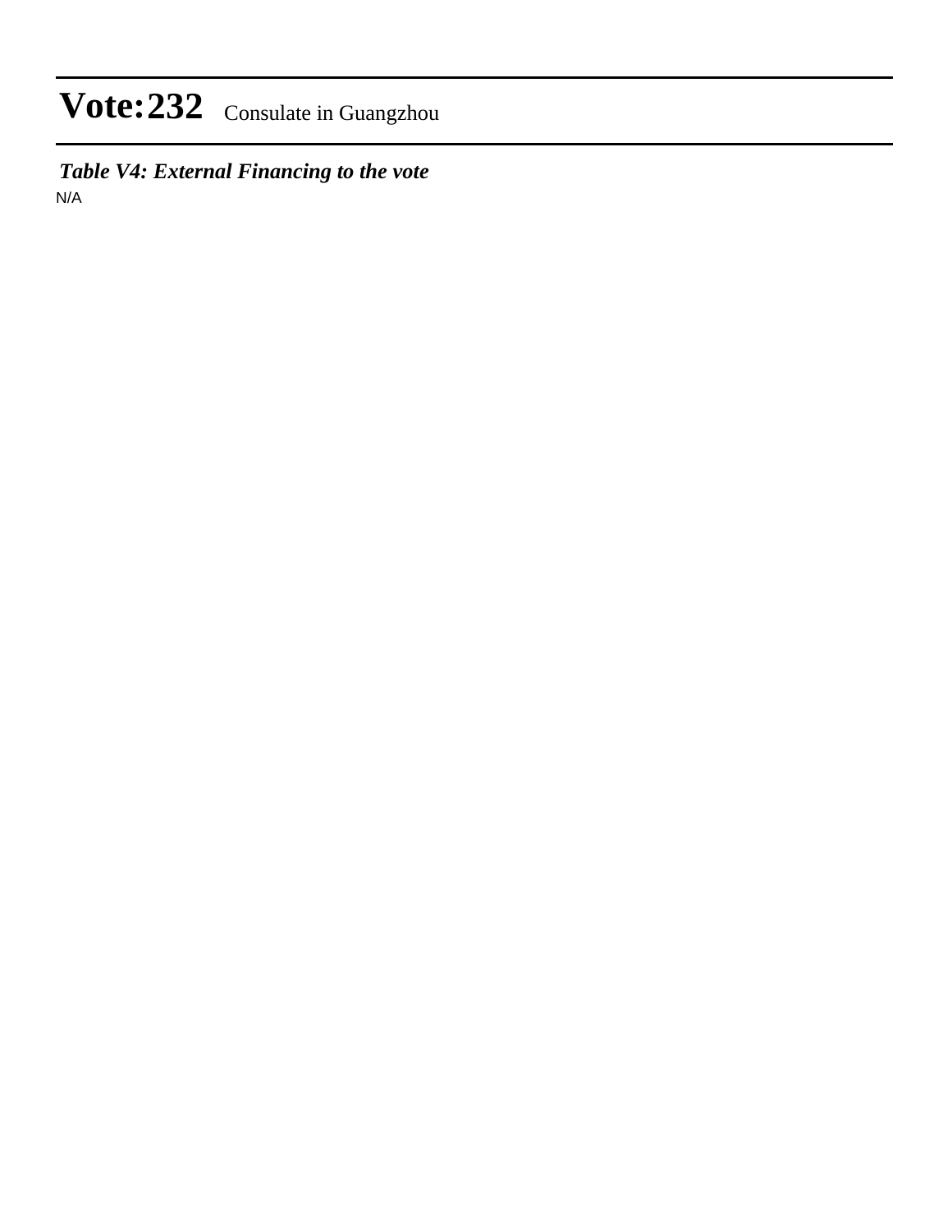# Vote:232 Consulate in Guangzhou

***Table V4: External Financing to the vote***

N/A